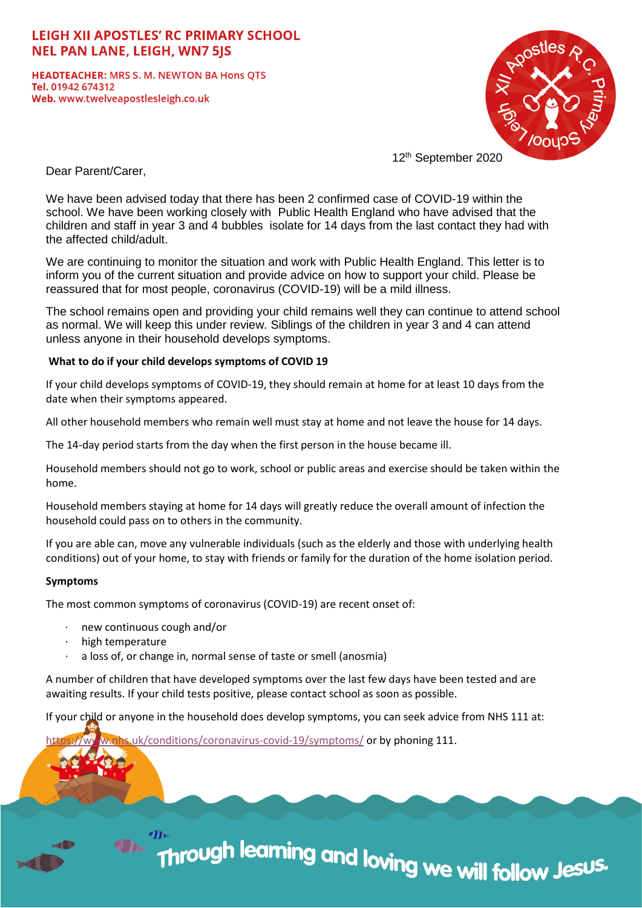**LEIGH XII APOSTLES' RC PRIMARY SCHOOL**
**NEL PAN LANE, LEIGH, WN7 5JS**

**HEADTEACHER:** MRS S. M. NEWTON BA Hons QTS
**Tel.** 01942 674312
**Web.** www.twelveapostlesleigh.co.uk

12th September 2020

Dear Parent/Carer,

We have been advised today that there has been 2 confirmed case of COVID-19 within the school. We have been working closely with Public Health England who have advised that the children and staff in year 3 and 4 bubbles isolate for 14 days from the last contact they had with the affected child/adult.

We are continuing to monitor the situation and work with Public Health England. This letter is to inform you of the current situation and provide advice on how to support your child. Please be reassured that for most people, coronavirus (COVID-19) will be a mild illness.

The school remains open and providing your child remains well they can continue to attend school as normal. We will keep this under review. Siblings of the children in year 3 and 4 can attend unless anyone in their household develops symptoms.

**What to do if your child develops symptoms of COVID 19**

If your child develops symptoms of COVID-19, they should remain at home for at least 10 days from the date when their symptoms appeared.

All other household members who remain well must stay at home and not leave the house for 14 days.

The 14-day period starts from the day when the first person in the house became ill.

Household members should not go to work, school or public areas and exercise should be taken within the home.

Household members staying at home for 14 days will greatly reduce the overall amount of infection the household could pass on to others in the community.

If you are able can, move any vulnerable individuals (such as the elderly and those with underlying health conditions) out of your home, to stay with friends or family for the duration of the home isolation period.

**Symptoms**

The most common symptoms of coronavirus (COVID-19) are recent onset of:

- new continuous cough and/or
- high temperature
- a loss of, or change in, normal sense of taste or smell (anosmia)

A number of children that have developed symptoms over the last few days have been tested and are awaiting results. If your child tests positive, please contact school as soon as possible.

If your child or anyone in the household does develop symptoms, you can seek advice from NHS 111 at:

https://www.nhs.uk/conditions/coronavirus-covid-19/symptoms/ or by phoning 111.

Through learning and loving we will follow Jesus.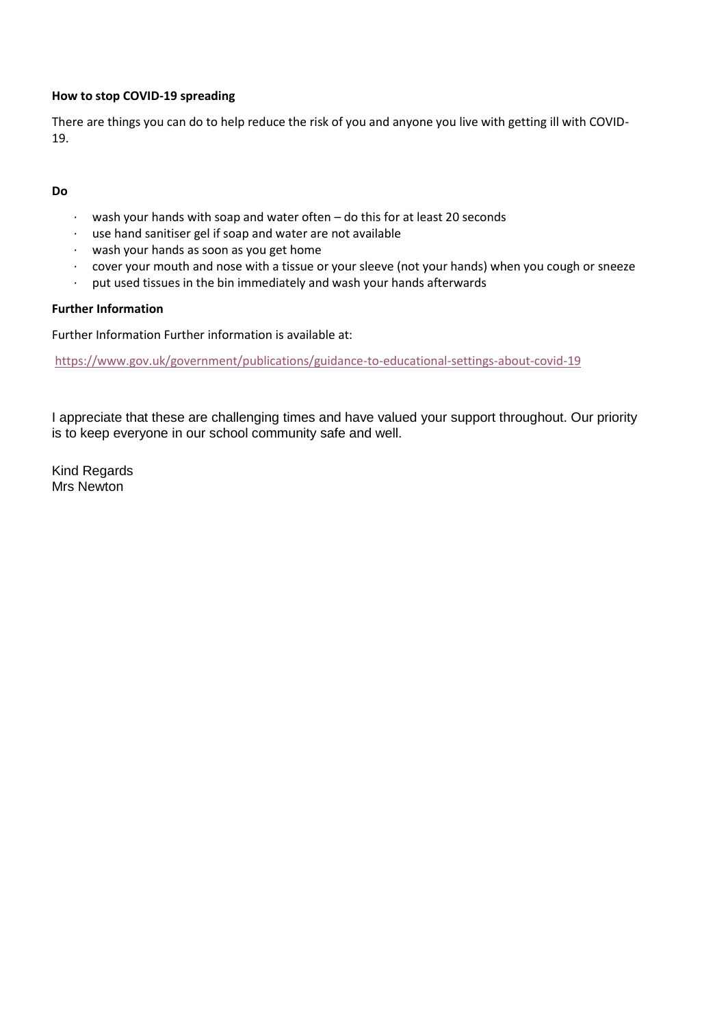**How to stop COVID-19 spreading**

There are things you can do to help reduce the risk of you and anyone you live with getting ill with COVID-19.

**Do**

- wash your hands with soap and water often – do this for at least 20 seconds
- use hand sanitiser gel if soap and water are not available
- wash your hands as soon as you get home
- cover your mouth and nose with a tissue or your sleeve (not your hands) when you cough or sneeze
- put used tissues in the bin immediately and wash your hands afterwards

**Further Information**

Further Information Further information is available at:

https://www.gov.uk/government/publications/guidance-to-educational-settings-about-covid-19

I appreciate that these are challenging times and have valued your support throughout. Our priority is to keep everyone in our school community safe and well.

Kind Regards
Mrs Newton